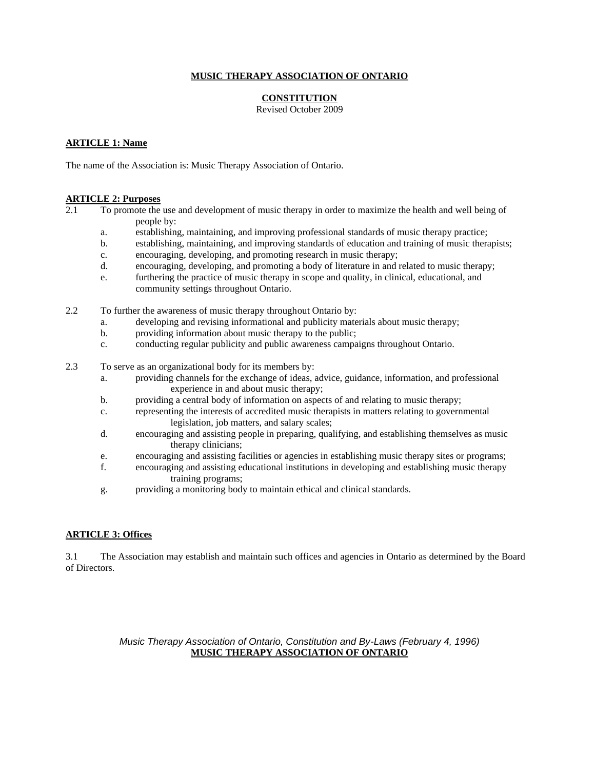# MUSIC THERAPY ASSOCIATION OF ONTARIO

## CONSTITUTION

Revised October 2009

### ARTICLE 1: Name

The name of the Association is: Music Therapy Association of Ontario.

### ARTICLE 2: Purposes

2.1 To promote the use and development of music therapy in order to maximize the health and well being of people by:

- a. establishing, maintaining, and improving professional standards of music therapy practice;
- b. establishing, maintaining, and improving standards of education and training of music therapists;
- c. encouraging, developing, and promoting research in music therapy;
- d. encouraging, developing, and promoting a body of literature in and related to music therapy;
- e. furthering the practice of music therapy in scope and quality, in clinical, educational, and community settings throughout Ontario.

2.2 To further the awareness of music therapy throughout Ontario by:

- a. developing and revising informational and publicity materials about music therapy;
- b. providing information about music therapy to the public;
- c. conducting regular publicity and public awareness campaigns throughout Ontario.

2.3 To serve as an organizational body for its members by:

- a. providing channels for the exchange of ideas, advice, guidance, information, and professional experience in and about music therapy;
- b. providing a central body of information on aspects of and relating to music therapy;
- c. representing the interests of accredited music therapists in matters relating to governmental legislation, job matters, and salary scales;
- d. encouraging and assisting people in preparing, qualifying, and establishing themselves as music therapy clinicians;
- e. encouraging and assisting facilities or agencies in establishing music therapy sites or programs;
- f. encouraging and assisting educational institutions in developing and establishing music therapy training programs;
- g. providing a monitoring body to maintain ethical and clinical standards.

### ARTICLE 3: Offices

3.1 The Association may establish and maintain such offices and agencies in Ontario as determined by the Board of Directors.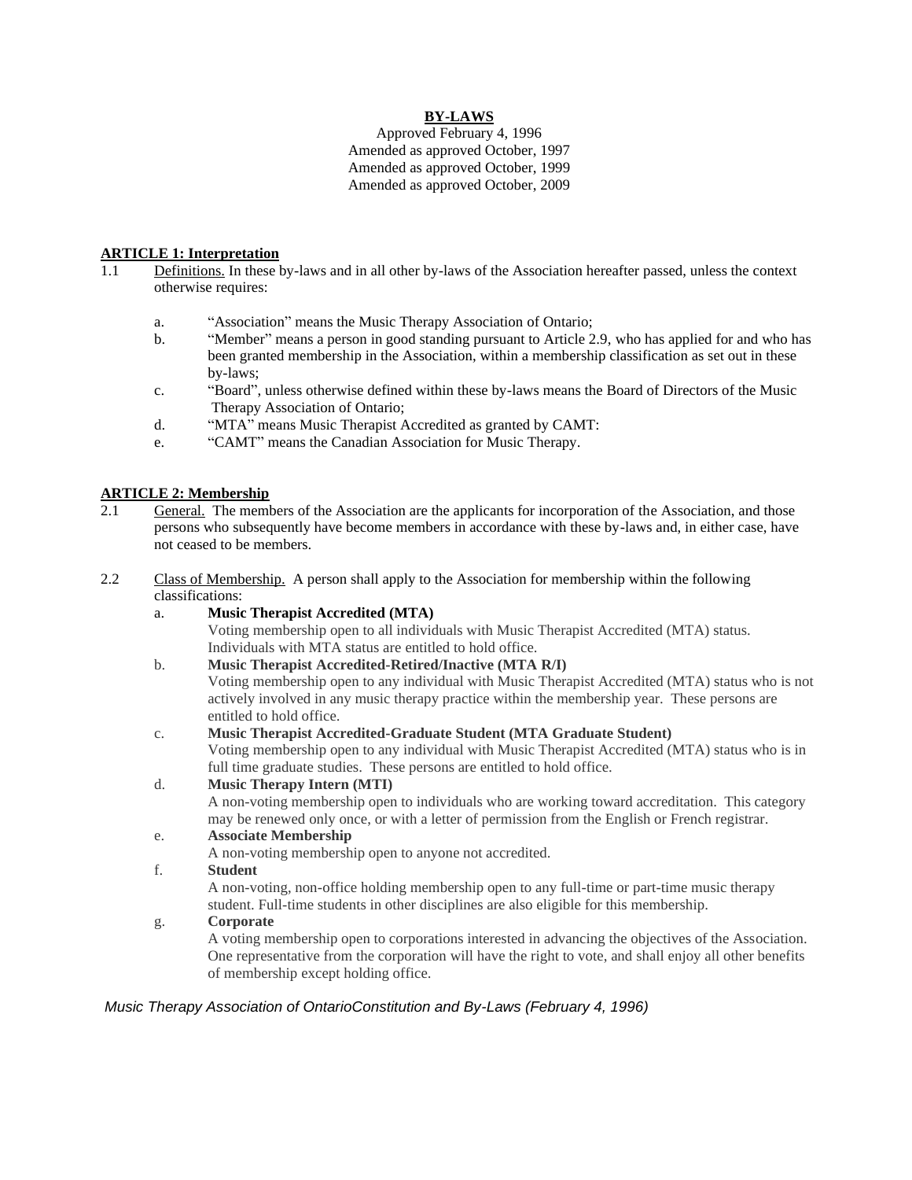# BY-LAWS

Approved February 4, 1996
Amended as approved October, 1997
Amended as approved October, 1999
Amended as approved October, 2009

## ARTICLE 1: Interpretation

1.1 Definitions. In these by-laws and in all other by-laws of the Association hereafter passed, unless the context otherwise requires:

a. "Association" means the Music Therapy Association of Ontario;
b. "Member" means a person in good standing pursuant to Article 2.9, who has applied for and who has been granted membership in the Association, within a membership classification as set out in these by-laws;
c. "Board", unless otherwise defined within these by-laws means the Board of Directors of the Music Therapy Association of Ontario;
d. "MTA" means Music Therapist Accredited as granted by CAMT:
e. "CAMT" means the Canadian Association for Music Therapy.

## ARTICLE 2: Membership

2.1 General. The members of the Association are the applicants for incorporation of the Association, and those persons who subsequently have become members in accordance with these by-laws and, in either case, have not ceased to be members.

2.2 Class of Membership. A person shall apply to the Association for membership within the following classifications:

a. **Music Therapist Accredited (MTA)**
Voting membership open to all individuals with Music Therapist Accredited (MTA) status. Individuals with MTA status are entitled to hold office.

b. **Music Therapist Accredited-Retired/Inactive (MTA R/I)**
Voting membership open to any individual with Music Therapist Accredited (MTA) status who is not actively involved in any music therapy practice within the membership year. These persons are entitled to hold office.

c. **Music Therapist Accredited-Graduate Student (MTA Graduate Student)**
Voting membership open to any individual with Music Therapist Accredited (MTA) status who is in full time graduate studies. These persons are entitled to hold office.

d. **Music Therapy Intern (MTI)**
A non-voting membership open to individuals who are working toward accreditation. This category may be renewed only once, or with a letter of permission from the English or French registrar.

e. **Associate Membership**
A non-voting membership open to anyone not accredited.

f. **Student**
A non-voting, non-office holding membership open to any full-time or part-time music therapy student. Full-time students in other disciplines are also eligible for this membership.

g. **Corporate**
A voting membership open to corporations interested in advancing the objectives of the Association. One representative from the corporation will have the right to vote, and shall enjoy all other benefits of membership except holding office.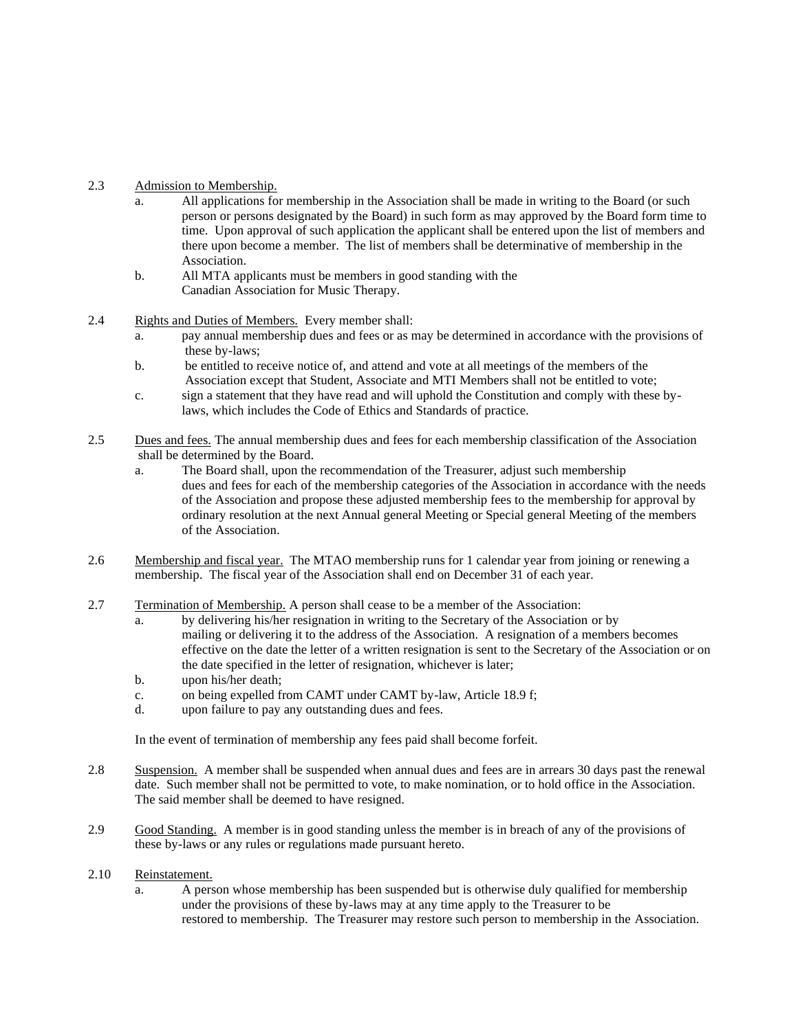2.3 Admission to Membership.

a. All applications for membership in the Association shall be made in writing to the Board (or such person or persons designated by the Board) in such form as may approved by the Board form time to time. Upon approval of such application the applicant shall be entered upon the list of members and there upon become a member. The list of members shall be determinative of membership in the Association.

b. All MTA applicants must be members in good standing with the Canadian Association for Music Therapy.

2.4 Rights and Duties of Members. Every member shall:

a. pay annual membership dues and fees or as may be determined in accordance with the provisions of these by-laws;

b. be entitled to receive notice of, and attend and vote at all meetings of the members of the Association except that Student, Associate and MTI Members shall not be entitled to vote;

c. sign a statement that they have read and will uphold the Constitution and comply with these by-laws, which includes the Code of Ethics and Standards of practice.

2.5 Dues and fees. The annual membership dues and fees for each membership classification of the Association shall be determined by the Board.

a. The Board shall, upon the recommendation of the Treasurer, adjust such membership dues and fees for each of the membership categories of the Association in accordance with the needs of the Association and propose these adjusted membership fees to the membership for approval by ordinary resolution at the next Annual general Meeting or Special general Meeting of the members of the Association.

2.6 Membership and fiscal year. The MTAO membership runs for 1 calendar year from joining or renewing a membership. The fiscal year of the Association shall end on December 31 of each year.

2.7 Termination of Membership. A person shall cease to be a member of the Association:

a. by delivering his/her resignation in writing to the Secretary of the Association or by mailing or delivering it to the address of the Association. A resignation of a members becomes effective on the date the letter of a written resignation is sent to the Secretary of the Association or on the date specified in the letter of resignation, whichever is later;

b. upon his/her death;

c. on being expelled from CAMT under CAMT by-law, Article 18.9 f;

d. upon failure to pay any outstanding dues and fees.

In the event of termination of membership any fees paid shall become forfeit.

2.8 Suspension. A member shall be suspended when annual dues and fees are in arrears 30 days past the renewal date. Such member shall not be permitted to vote, to make nomination, or to hold office in the Association. The said member shall be deemed to have resigned.

2.9 Good Standing. A member is in good standing unless the member is in breach of any of the provisions of these by-laws or any rules or regulations made pursuant hereto.

2.10 Reinstatement.

a. A person whose membership has been suspended but is otherwise duly qualified for membership under the provisions of these by-laws may at any time apply to the Treasurer to be restored to membership. The Treasurer may restore such person to membership in the Association.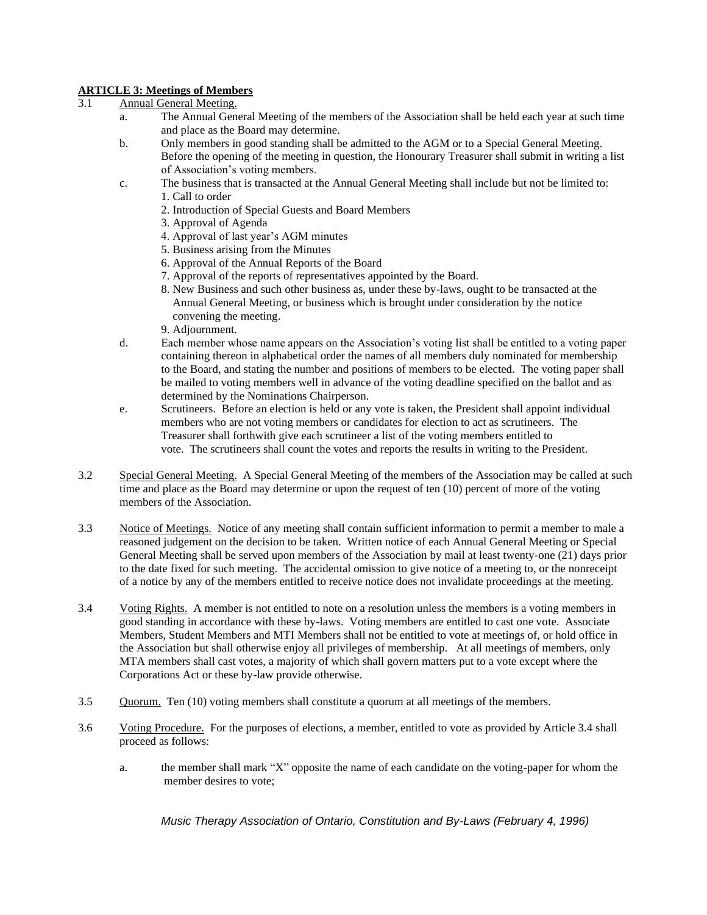**ARTICLE 3: Meetings of Members**

3.1 Annual General Meeting.

a. The Annual General Meeting of the members of the Association shall be held each year at such time and place as the Board may determine.

b. Only members in good standing shall be admitted to the AGM or to a Special General Meeting. Before the opening of the meeting in question, the Honourary Treasurer shall submit in writing a list of Association's voting members.

c. The business that is transacted at the Annual General Meeting shall include but not be limited to:
   1. Call to order
   2. Introduction of Special Guests and Board Members
   3. Approval of Agenda
   4. Approval of last year's AGM minutes
   5. Business arising from the Minutes
   6. Approval of the Annual Reports of the Board
   7. Approval of the reports of representatives appointed by the Board.
   8. New Business and such other business as, under these by-laws, ought to be transacted at the Annual General Meeting, or business which is brought under consideration by the notice convening the meeting.
   9. Adjournment.

d. Each member whose name appears on the Association's voting list shall be entitled to a voting paper containing thereon in alphabetical order the names of all members duly nominated for membership to the Board, and stating the number and positions of members to be elected. The voting paper shall be mailed to voting members well in advance of the voting deadline specified on the ballot and as determined by the Nominations Chairperson.

e. Scrutineers. Before an election is held or any vote is taken, the President shall appoint individual members who are not voting members or candidates for election to act as scrutineers. The Treasurer shall forthwith give each scrutineer a list of the voting members entitled to vote. The scrutineers shall count the votes and reports the results in writing to the President.

3.2 Special General Meeting. A Special General Meeting of the members of the Association may be called at such time and place as the Board may determine or upon the request of ten (10) percent of more of the voting members of the Association.

3.3 Notice of Meetings. Notice of any meeting shall contain sufficient information to permit a member to male a reasoned judgement on the decision to be taken. Written notice of each Annual General Meeting or Special General Meeting shall be served upon members of the Association by mail at least twenty-one (21) days prior to the date fixed for such meeting. The accidental omission to give notice of a meeting to, or the nonreceipt of a notice by any of the members entitled to receive notice does not invalidate proceedings at the meeting.

3.4 Voting Rights. A member is not entitled to note on a resolution unless the members is a voting members in good standing in accordance with these by-laws. Voting members are entitled to cast one vote. Associate Members, Student Members and MTI Members shall not be entitled to vote at meetings of, or hold office in the Association but shall otherwise enjoy all privileges of membership. At all meetings of members, only MTA members shall cast votes, a majority of which shall govern matters put to a vote except where the Corporations Act or these by-law provide otherwise.

3.5 Quorum. Ten (10) voting members shall constitute a quorum at all meetings of the members.

3.6 Voting Procedure. For the purposes of elections, a member, entitled to vote as provided by Article 3.4 shall proceed as follows:

a. the member shall mark "X" opposite the name of each candidate on the voting-paper for whom the member desires to vote;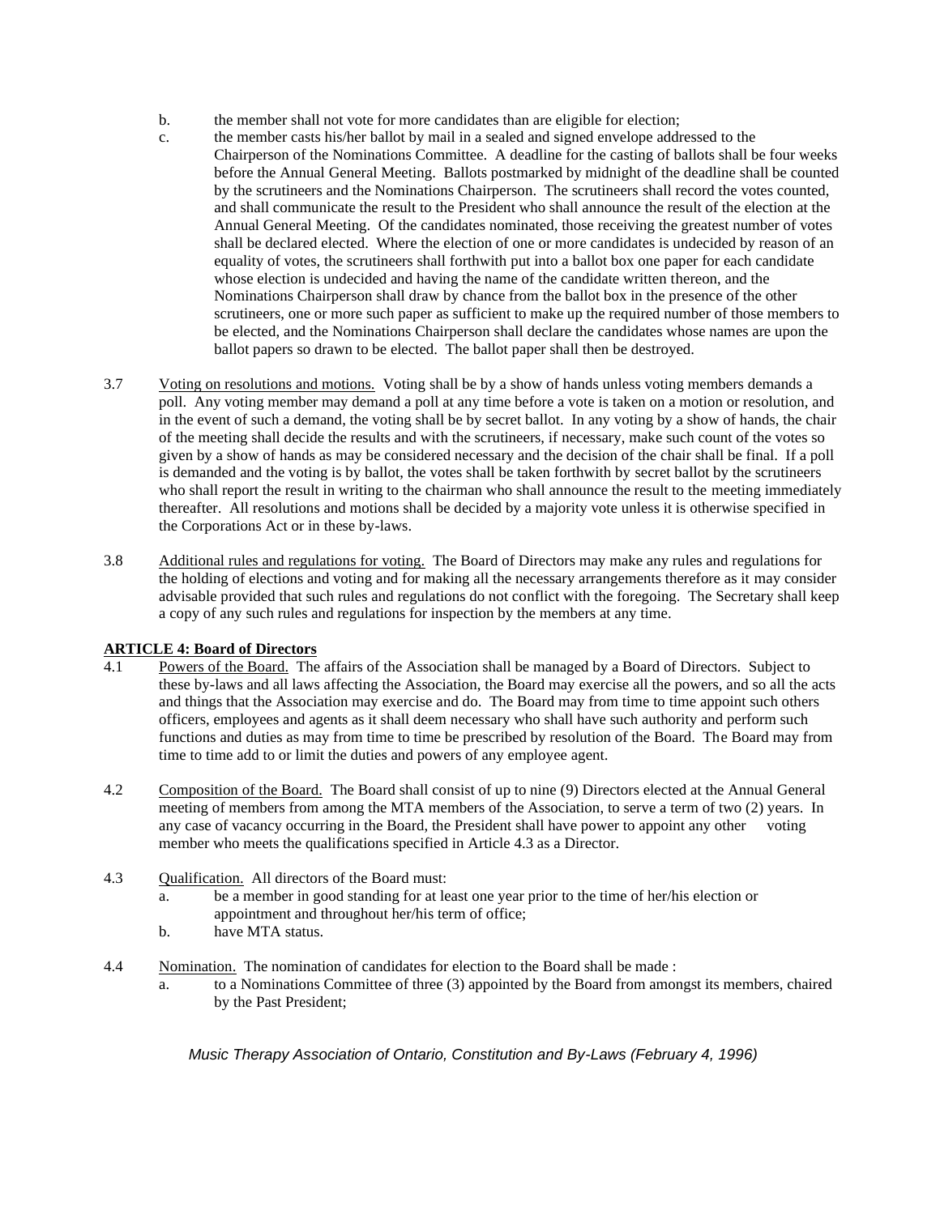b. the member shall not vote for more candidates than are eligible for election;

c. the member casts his/her ballot by mail in a sealed and signed envelope addressed to the Chairperson of the Nominations Committee. A deadline for the casting of ballots shall be four weeks before the Annual General Meeting. Ballots postmarked by midnight of the deadline shall be counted by the scrutineers and the Nominations Chairperson. The scrutineers shall record the votes counted, and shall communicate the result to the President who shall announce the result of the election at the Annual General Meeting. Of the candidates nominated, those receiving the greatest number of votes shall be declared elected. Where the election of one or more candidates is undecided by reason of an equality of votes, the scrutineers shall forthwith put into a ballot box one paper for each candidate whose election is undecided and having the name of the candidate written thereon, and the Nominations Chairperson shall draw by chance from the ballot box in the presence of the other scrutineers, one or more such paper as sufficient to make up the required number of those members to be elected, and the Nominations Chairperson shall declare the candidates whose names are upon the ballot papers so drawn to be elected. The ballot paper shall then be destroyed.

3.7 Voting on resolutions and motions. Voting shall be by a show of hands unless voting members demands a poll. Any voting member may demand a poll at any time before a vote is taken on a motion or resolution, and in the event of such a demand, the voting shall be by secret ballot. In any voting by a show of hands, the chair of the meeting shall decide the results and with the scrutineers, if necessary, make such count of the votes so given by a show of hands as may be considered necessary and the decision of the chair shall be final. If a poll is demanded and the voting is by ballot, the votes shall be taken forthwith by secret ballot by the scrutineers who shall report the result in writing to the chairman who shall announce the result to the meeting immediately thereafter. All resolutions and motions shall be decided by a majority vote unless it is otherwise specified in the Corporations Act or in these by-laws.

3.8 Additional rules and regulations for voting. The Board of Directors may make any rules and regulations for the holding of elections and voting and for making all the necessary arrangements therefore as it may consider advisable provided that such rules and regulations do not conflict with the foregoing. The Secretary shall keep a copy of any such rules and regulations for inspection by the members at any time.

## ARTICLE 4: Board of Directors

4.1 Powers of the Board. The affairs of the Association shall be managed by a Board of Directors. Subject to these by-laws and all laws affecting the Association, the Board may exercise all the powers, and so all the acts and things that the Association may exercise and do. The Board may from time to time appoint such others officers, employees and agents as it shall deem necessary who shall have such authority and perform such functions and duties as may from time to time be prescribed by resolution of the Board. The Board may from time to time add to or limit the duties and powers of any employee agent.

4.2 Composition of the Board. The Board shall consist of up to nine (9) Directors elected at the Annual General meeting of members from among the MTA members of the Association, to serve a term of two (2) years. In any case of vacancy occurring in the Board, the President shall have power to appoint any other voting member who meets the qualifications specified in Article 4.3 as a Director.

4.3 Qualification. All directors of the Board must:

a. be a member in good standing for at least one year prior to the time of her/his election or appointment and throughout her/his term of office;

b. have MTA status.

4.4 Nomination. The nomination of candidates for election to the Board shall be made :

a. to a Nominations Committee of three (3) appointed by the Board from amongst its members, chaired by the Past President;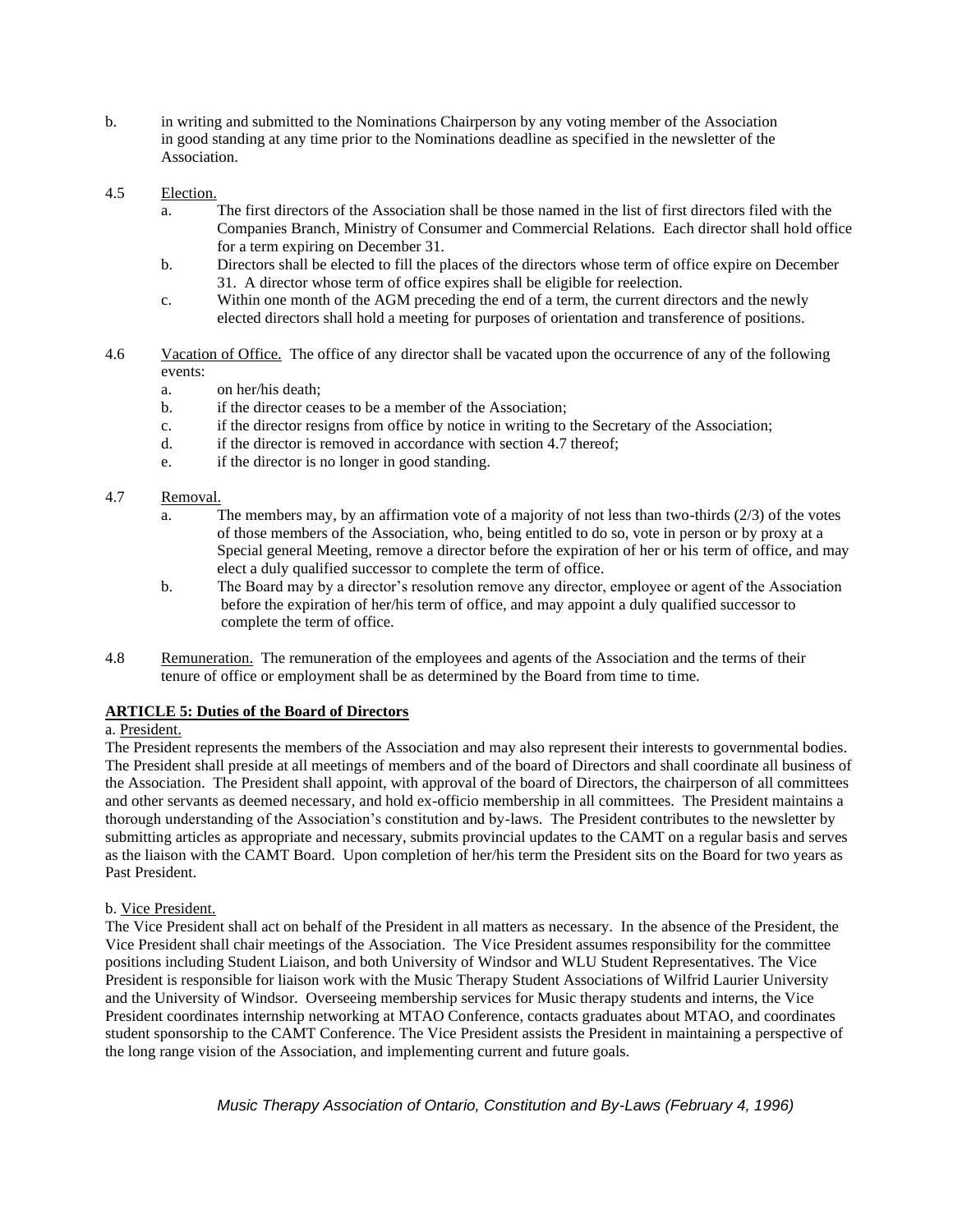b. in writing and submitted to the Nominations Chairperson by any voting member of the Association in good standing at any time prior to the Nominations deadline as specified in the newsletter of the Association.

4.5 Election.

a. The first directors of the Association shall be those named in the list of first directors filed with the Companies Branch, Ministry of Consumer and Commercial Relations. Each director shall hold office for a term expiring on December 31.

b. Directors shall be elected to fill the places of the directors whose term of office expire on December 31. A director whose term of office expires shall be eligible for reelection.

c. Within one month of the AGM preceding the end of a term, the current directors and the newly elected directors shall hold a meeting for purposes of orientation and transference of positions.

4.6 Vacation of Office. The office of any director shall be vacated upon the occurrence of any of the following events:

a. on her/his death;

b. if the director ceases to be a member of the Association;

c. if the director resigns from office by notice in writing to the Secretary of the Association;

d. if the director is removed in accordance with section 4.7 thereof;

e. if the director is no longer in good standing.

4.7 Removal.

a. The members may, by an affirmation vote of a majority of not less than two-thirds (2/3) of the votes of those members of the Association, who, being entitled to do so, vote in person or by proxy at a Special general Meeting, remove a director before the expiration of her or his term of office, and may elect a duly qualified successor to complete the term of office.

b. The Board may by a director's resolution remove any director, employee or agent of the Association before the expiration of her/his term of office, and may appoint a duly qualified successor to complete the term of office.

4.8 Remuneration. The remuneration of the employees and agents of the Association and the terms of their tenure of office or employment shall be as determined by the Board from time to time.

**ARTICLE 5: Duties of the Board of Directors**

a. President.

The President represents the members of the Association and may also represent their interests to governmental bodies. The President shall preside at all meetings of members and of the board of Directors and shall coordinate all business of the Association. The President shall appoint, with approval of the board of Directors, the chairperson of all committees and other servants as deemed necessary, and hold ex-officio membership in all committees. The President maintains a thorough understanding of the Association's constitution and by-laws. The President contributes to the newsletter by submitting articles as appropriate and necessary, submits provincial updates to the CAMT on a regular basis and serves as the liaison with the CAMT Board. Upon completion of her/his term the President sits on the Board for two years as Past President.

b. Vice President.

The Vice President shall act on behalf of the President in all matters as necessary. In the absence of the President, the Vice President shall chair meetings of the Association. The Vice President assumes responsibility for the committee positions including Student Liaison, and both University of Windsor and WLU Student Representatives. The Vice President is responsible for liaison work with the Music Therapy Student Associations of Wilfrid Laurier University and the University of Windsor. Overseeing membership services for Music therapy students and interns, the Vice President coordinates internship networking at MTAO Conference, contacts graduates about MTAO, and coordinates student sponsorship to the CAMT Conference. The Vice President assists the President in maintaining a perspective of the long range vision of the Association, and implementing current and future goals.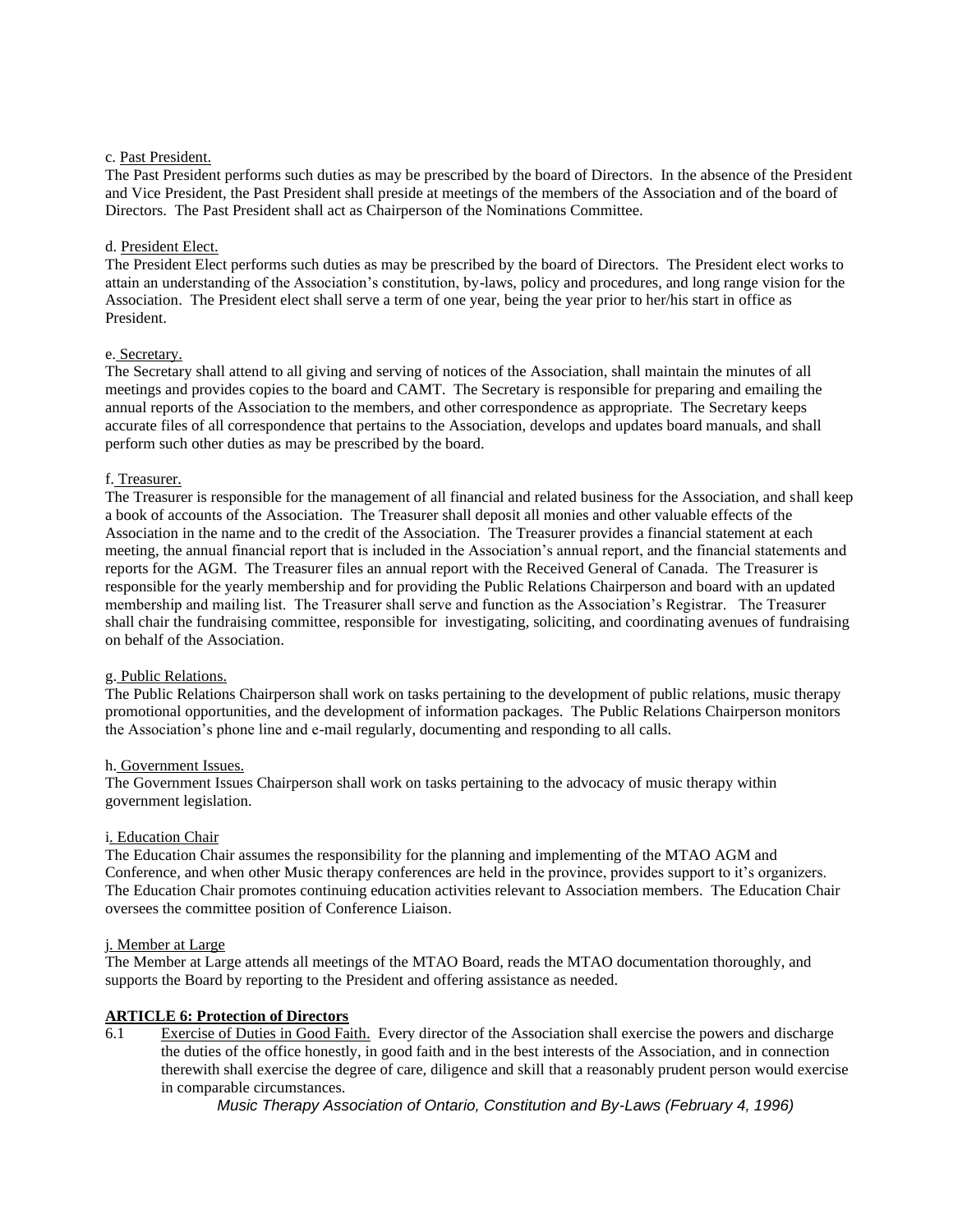c. Past President.

The Past President performs such duties as may be prescribed by the board of Directors. In the absence of the President and Vice President, the Past President shall preside at meetings of the members of the Association and of the board of Directors. The Past President shall act as Chairperson of the Nominations Committee.

d. President Elect.

The President Elect performs such duties as may be prescribed by the board of Directors. The President elect works to attain an understanding of the Association's constitution, by-laws, policy and procedures, and long range vision for the Association. The President elect shall serve a term of one year, being the year prior to her/his start in office as President.

e. Secretary.

The Secretary shall attend to all giving and serving of notices of the Association, shall maintain the minutes of all meetings and provides copies to the board and CAMT. The Secretary is responsible for preparing and emailing the annual reports of the Association to the members, and other correspondence as appropriate. The Secretary keeps accurate files of all correspondence that pertains to the Association, develops and updates board manuals, and shall perform such other duties as may be prescribed by the board.

f. Treasurer.

The Treasurer is responsible for the management of all financial and related business for the Association, and shall keep a book of accounts of the Association. The Treasurer shall deposit all monies and other valuable effects of the Association in the name and to the credit of the Association. The Treasurer provides a financial statement at each meeting, the annual financial report that is included in the Association's annual report, and the financial statements and reports for the AGM. The Treasurer files an annual report with the Received General of Canada. The Treasurer is responsible for the yearly membership and for providing the Public Relations Chairperson and board with an updated membership and mailing list. The Treasurer shall serve and function as the Association's Registrar. The Treasurer shall chair the fundraising committee, responsible for investigating, soliciting, and coordinating avenues of fundraising on behalf of the Association.

g. Public Relations.

The Public Relations Chairperson shall work on tasks pertaining to the development of public relations, music therapy promotional opportunities, and the development of information packages. The Public Relations Chairperson monitors the Association's phone line and e-mail regularly, documenting and responding to all calls.

h. Government Issues.

The Government Issues Chairperson shall work on tasks pertaining to the advocacy of music therapy within government legislation.

i. Education Chair

The Education Chair assumes the responsibility for the planning and implementing of the MTAO AGM and Conference, and when other Music therapy conferences are held in the province, provides support to it's organizers. The Education Chair promotes continuing education activities relevant to Association members. The Education Chair oversees the committee position of Conference Liaison.

j. Member at Large

The Member at Large attends all meetings of the MTAO Board, reads the MTAO documentation thoroughly, and supports the Board by reporting to the President and offering assistance as needed.

**ARTICLE 6: Protection of Directors**

6.1 Exercise of Duties in Good Faith. Every director of the Association shall exercise the powers and discharge the duties of the office honestly, in good faith and in the best interests of the Association, and in connection therewith shall exercise the degree of care, diligence and skill that a reasonably prudent person would exercise in comparable circumstances.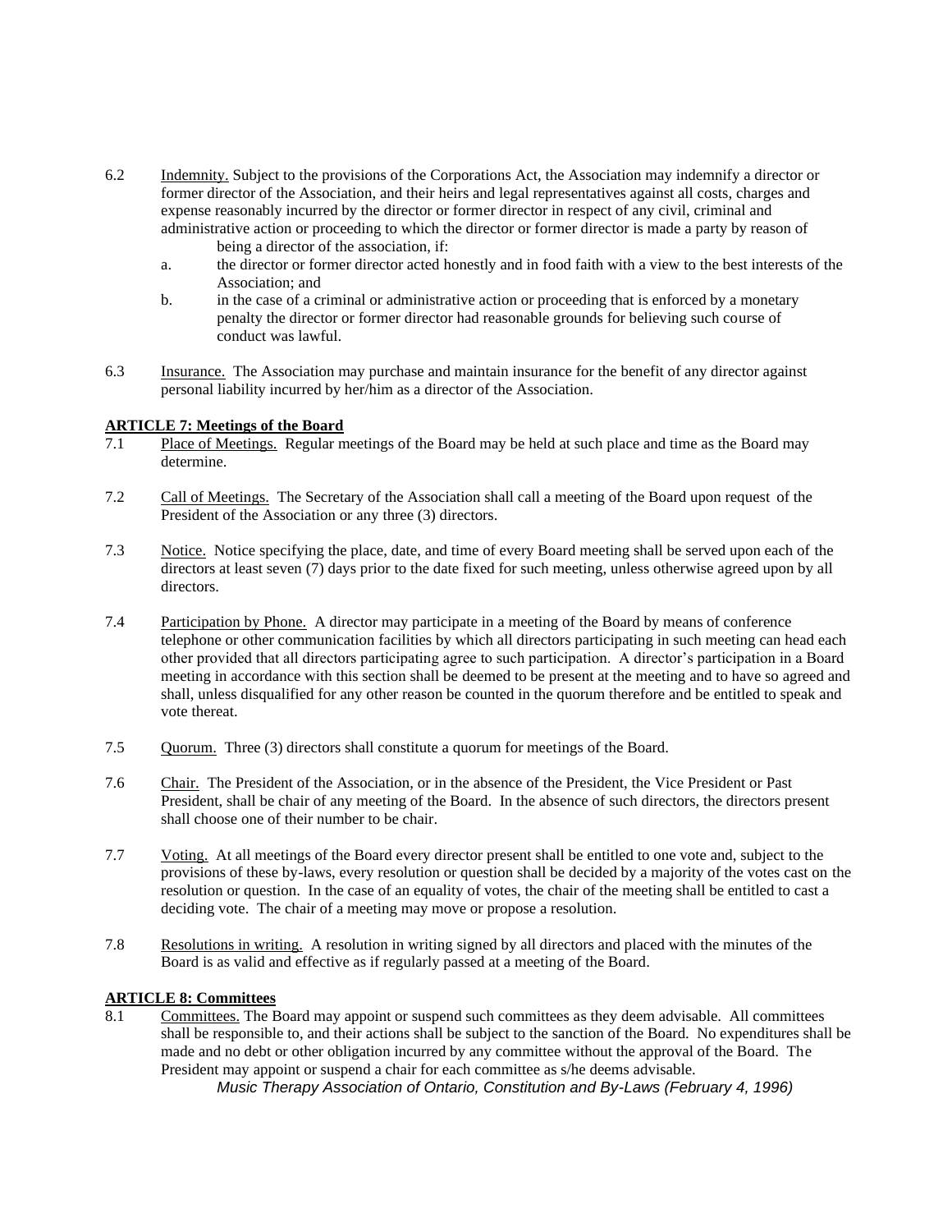6.2 Indemnity. Subject to the provisions of the Corporations Act, the Association may indemnify a director or former director of the Association, and their heirs and legal representatives against all costs, charges and expense reasonably incurred by the director or former director in respect of any civil, criminal and administrative action or proceeding to which the director or former director is made a party by reason of being a director of the association, if:

a. the director or former director acted honestly and in food faith with a view to the best interests of the Association; and

b. in the case of a criminal or administrative action or proceeding that is enforced by a monetary penalty the director or former director had reasonable grounds for believing such course of conduct was lawful.

6.3 Insurance. The Association may purchase and maintain insurance for the benefit of any director against personal liability incurred by her/him as a director of the Association.

**ARTICLE 7: Meetings of the Board**

7.1 Place of Meetings. Regular meetings of the Board may be held at such place and time as the Board may determine.

7.2 Call of Meetings. The Secretary of the Association shall call a meeting of the Board upon request of the President of the Association or any three (3) directors.

7.3 Notice. Notice specifying the place, date, and time of every Board meeting shall be served upon each of the directors at least seven (7) days prior to the date fixed for such meeting, unless otherwise agreed upon by all directors.

7.4 Participation by Phone. A director may participate in a meeting of the Board by means of conference telephone or other communication facilities by which all directors participating in such meeting can head each other provided that all directors participating agree to such participation. A director's participation in a Board meeting in accordance with this section shall be deemed to be present at the meeting and to have so agreed and shall, unless disqualified for any other reason be counted in the quorum therefore and be entitled to speak and vote thereat.

7.5 Quorum. Three (3) directors shall constitute a quorum for meetings of the Board.

7.6 Chair. The President of the Association, or in the absence of the President, the Vice President or Past President, shall be chair of any meeting of the Board. In the absence of such directors, the directors present shall choose one of their number to be chair.

7.7 Voting. At all meetings of the Board every director present shall be entitled to one vote and, subject to the provisions of these by-laws, every resolution or question shall be decided by a majority of the votes cast on the resolution or question. In the case of an equality of votes, the chair of the meeting shall be entitled to cast a deciding vote. The chair of a meeting may move or propose a resolution.

7.8 Resolutions in writing. A resolution in writing signed by all directors and placed with the minutes of the Board is as valid and effective as if regularly passed at a meeting of the Board.

**ARTICLE 8: Committees**

8.1 Committees. The Board may appoint or suspend such committees as they deem advisable. All committees shall be responsible to, and their actions shall be subject to the sanction of the Board. No expenditures shall be made and no debt or other obligation incurred by any committee without the approval of the Board. The President may appoint or suspend a chair for each committee as s/he deems advisable.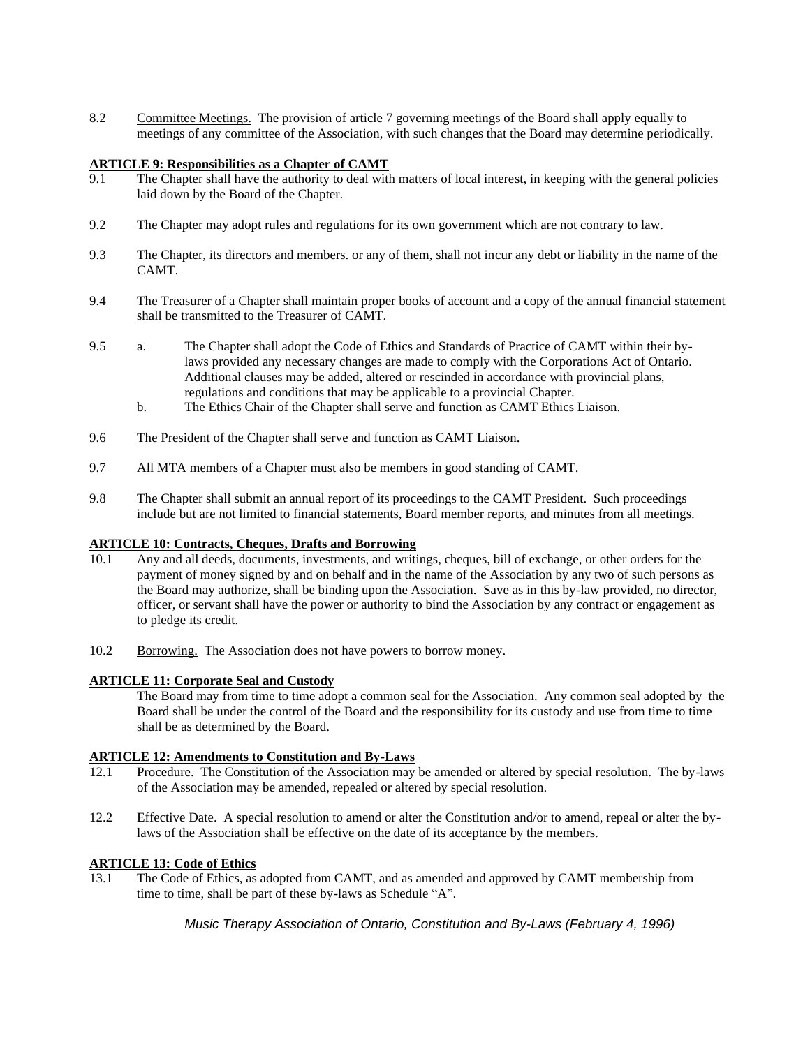8.2 Committee Meetings. The provision of article 7 governing meetings of the Board shall apply equally to meetings of any committee of the Association, with such changes that the Board may determine periodically.

**ARTICLE 9: Responsibilities as a Chapter of CAMT**

9.1 The Chapter shall have the authority to deal with matters of local interest, in keeping with the general policies laid down by the Board of the Chapter.

9.2 The Chapter may adopt rules and regulations for its own government which are not contrary to law.

9.3 The Chapter, its directors and members. or any of them, shall not incur any debt or liability in the name of the CAMT.

9.4 The Treasurer of a Chapter shall maintain proper books of account and a copy of the annual financial statement shall be transmitted to the Treasurer of CAMT.

9.5 a. The Chapter shall adopt the Code of Ethics and Standards of Practice of CAMT within their by-laws provided any necessary changes are made to comply with the Corporations Act of Ontario. Additional clauses may be added, altered or rescinded in accordance with provincial plans, regulations and conditions that may be applicable to a provincial Chapter.

b. The Ethics Chair of the Chapter shall serve and function as CAMT Ethics Liaison.

9.6 The President of the Chapter shall serve and function as CAMT Liaison.

9.7 All MTA members of a Chapter must also be members in good standing of CAMT.

9.8 The Chapter shall submit an annual report of its proceedings to the CAMT President. Such proceedings include but are not limited to financial statements, Board member reports, and minutes from all meetings.

**ARTICLE 10: Contracts, Cheques, Drafts and Borrowing**

10.1 Any and all deeds, documents, investments, and writings, cheques, bill of exchange, or other orders for the payment of money signed by and on behalf and in the name of the Association by any two of such persons as the Board may authorize, shall be binding upon the Association. Save as in this by-law provided, no director, officer, or servant shall have the power or authority to bind the Association by any contract or engagement as to pledge its credit.

10.2 Borrowing. The Association does not have powers to borrow money.

**ARTICLE 11: Corporate Seal and Custody**

The Board may from time to time adopt a common seal for the Association. Any common seal adopted by the Board shall be under the control of the Board and the responsibility for its custody and use from time to time shall be as determined by the Board.

**ARTICLE 12: Amendments to Constitution and By-Laws**

12.1 Procedure. The Constitution of the Association may be amended or altered by special resolution. The by-laws of the Association may be amended, repealed or altered by special resolution.

12.2 Effective Date. A special resolution to amend or alter the Constitution and/or to amend, repeal or alter the by-laws of the Association shall be effective on the date of its acceptance by the members.

**ARTICLE 13: Code of Ethics**

13.1 The Code of Ethics, as adopted from CAMT, and as amended and approved by CAMT membership from time to time, shall be part of these by-laws as Schedule "A".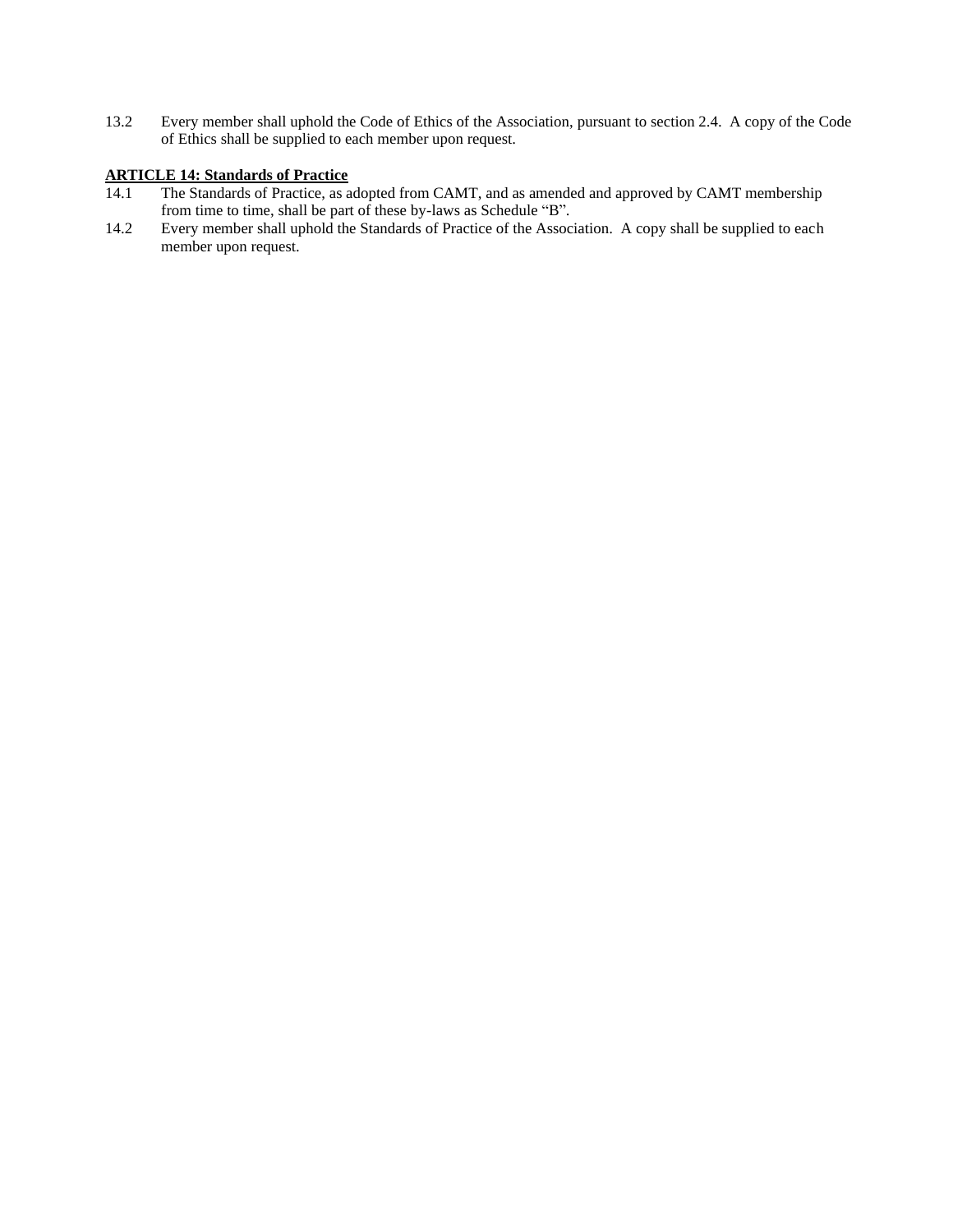13.2 Every member shall uphold the Code of Ethics of the Association, pursuant to section 2.4. A copy of the Code of Ethics shall be supplied to each member upon request.

**ARTICLE 14: Standards of Practice**

14.1 The Standards of Practice, as adopted from CAMT, and as amended and approved by CAMT membership from time to time, shall be part of these by-laws as Schedule "B".

14.2 Every member shall uphold the Standards of Practice of the Association. A copy shall be supplied to each member upon request.